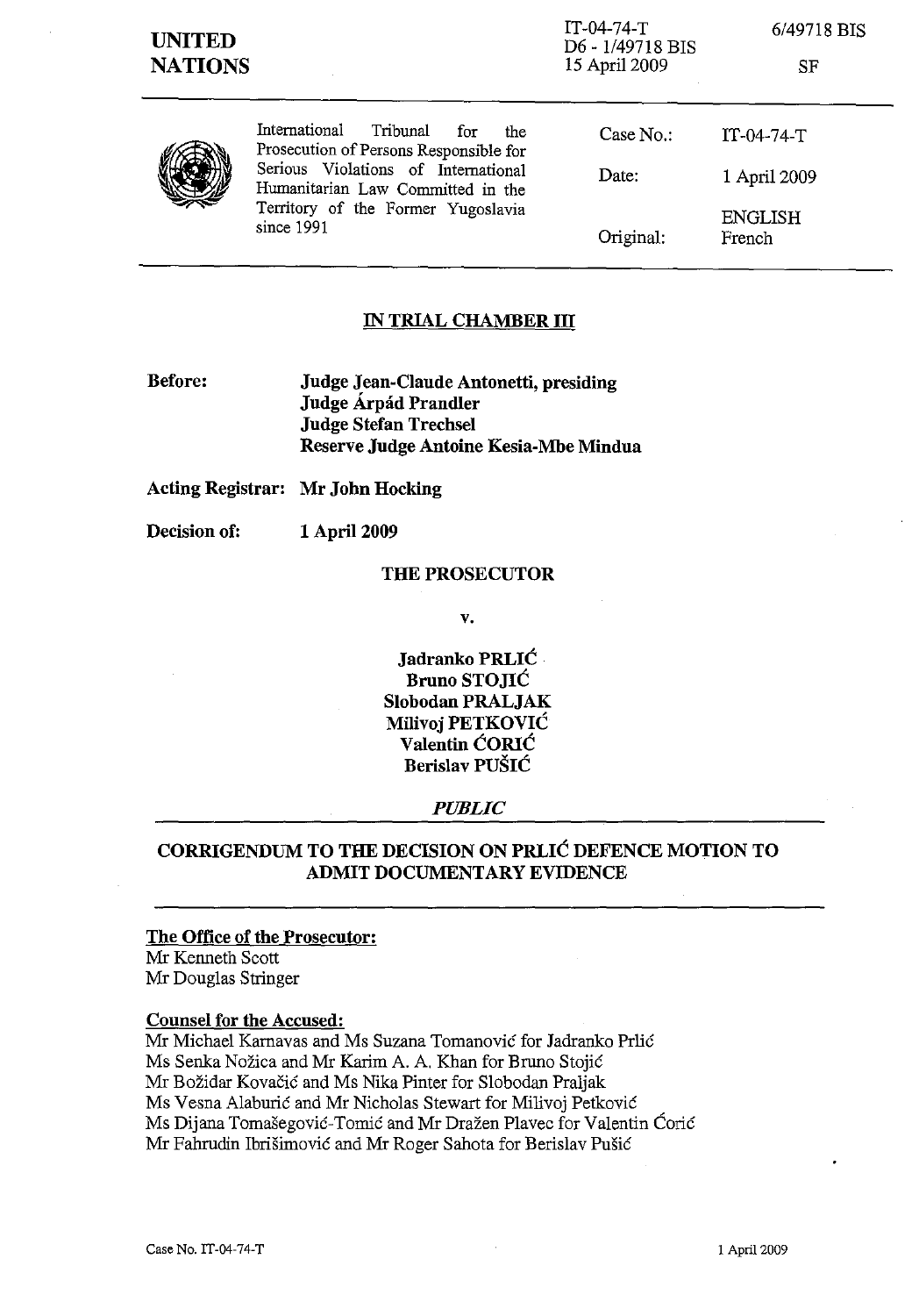**UNITED NATIONS**

IT-04-74-T
D6 - 1/49718 BIS
15 April 2009

6/49718 BIS

SF

International Tribunal for the Prosecution of Persons Responsible for Serious Violations of International Humanitarian Law Committed in the Territory of the Former Yugoslavia since 1991

| | |
|---|---|
| Case No.: | IT-04-74-T |
| Date: | 1 April 2009 |
| Original: | ENGLISH<br>French |

## IN TRIAL CHAMBER III

**Before:** **Judge Jean-Claude Antonetti, presiding**
**Judge Árpád Prandler**
**Judge Stefan Trechsel**
**Reserve Judge Antoine Kesia-Mbe Mindua**

**Acting Registrar:** **Mr John Hocking**

**Decision of:** **1 April 2009**

**THE PROSECUTOR**

**v.**

**Jadranko PRLIĆ**
**Bruno STOJIĆ**
**Slobodan PRALJAK**
**Milivoj PETKOVIĆ**
**Valentin ĆORIĆ**
**Berislav PUŠIĆ**

***PUBLIC***

## CORRIGENDUM TO THE DECISION ON PRLIĆ DEFENCE MOTION TO ADMIT DOCUMENTARY EVIDENCE

**The Office of the Prosecutor:**
Mr Kenneth Scott
Mr Douglas Stringer

**Counsel for the Accused:**
Mr Michael Karnavas and Ms Suzana Tomanović for Jadranko Prlić
Ms Senka Nožica and Mr Karim A. A. Khan for Bruno Stojić
Mr Božidar Kovačić and Ms Nika Pinter for Slobodan Praljak
Ms Vesna Alaburić and Mr Nicholas Stewart for Milivoj Petković
Ms Dijana Tomašegović-Tomić and Mr Dražen Plavec for Valentin Ćorić
Mr Fahrudin Ibrišimović and Mr Roger Sahota for Berislav Pušić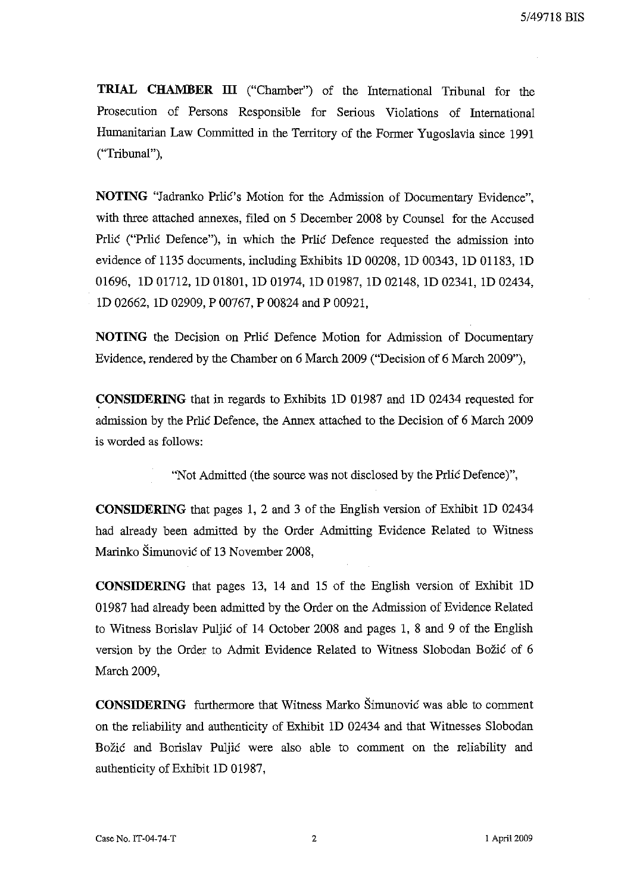**TRIAL CHAMBER III** ("Chamber") of the International Tribunal for the Prosecution of Persons Responsible for Serious Violations of International Humanitarian Law Committed in the Territory of the Former Yugoslavia since 1991 ("Tribunal"),

**NOTING** "Jadranko Prlić's Motion for the Admission of Documentary Evidence", with three attached annexes, filed on 5 December 2008 by Counsel for the Accused Prlić ("Prlić Defence"), in which the Prlić Defence requested the admission into evidence of 1135 documents, including Exhibits 1D 00208, 1D 00343, 1D 01183, 1D 01696, 1D 01712, 1D 01801, 1D 01974, 1D 01987, 1D 02148, 1D 02341, 1D 02434, 1D 02662, 1D 02909, P 00767, P 00824 and P 00921,

**NOTING** the Decision on Prlić Defence Motion for Admission of Documentary Evidence, rendered by the Chamber on 6 March 2009 ("Decision of 6 March 2009"),

**CONSIDERING** that in regards to Exhibits 1D 01987 and 1D 02434 requested for admission by the Prlić Defence, the Annex attached to the Decision of 6 March 2009 is worded as follows:

> "Not Admitted (the source was not disclosed by the Prlić Defence)",

**CONSIDERING** that pages 1, 2 and 3 of the English version of Exhibit 1D 02434 had already been admitted by the Order Admitting Evidence Related to Witness Marinko Šimunović of 13 November 2008,

**CONSIDERING** that pages 13, 14 and 15 of the English version of Exhibit 1D 01987 had already been admitted by the Order on the Admission of Evidence Related to Witness Borislav Puljić of 14 October 2008 and pages 1, 8 and 9 of the English version by the Order to Admit Evidence Related to Witness Slobodan Božić of 6 March 2009,

**CONSIDERING** furthermore that Witness Marko Šimunović was able to comment on the reliability and authenticity of Exhibit 1D 02434 and that Witnesses Slobodan Božić and Borislav Puljić were also able to comment on the reliability and authenticity of Exhibit 1D 01987,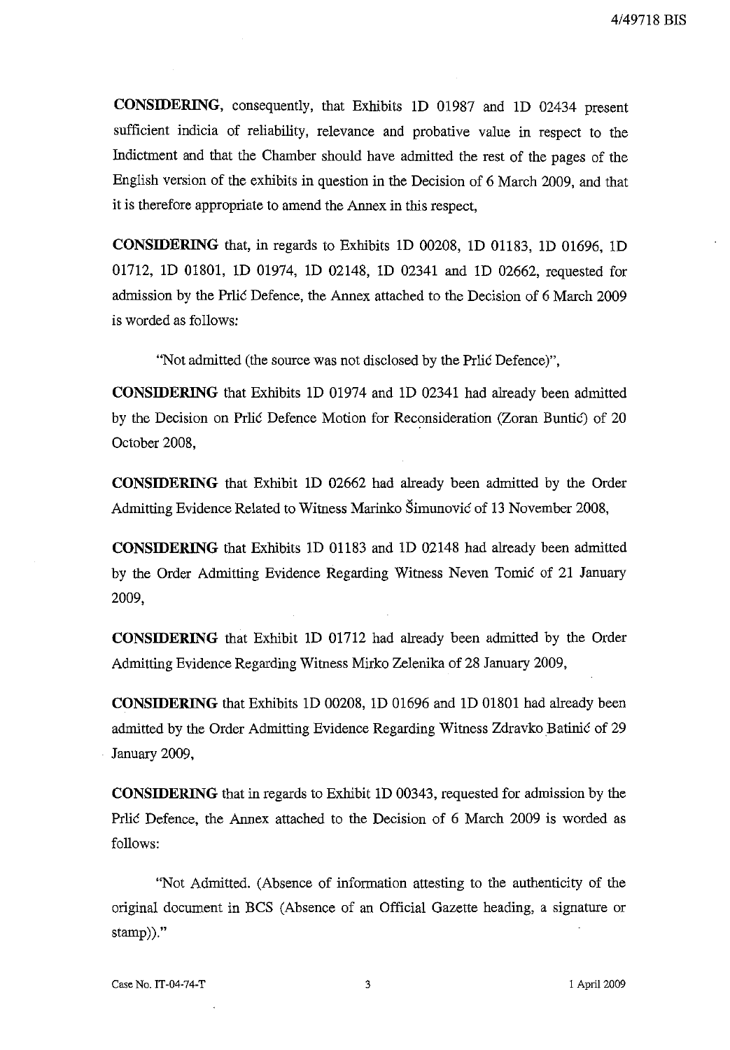**CONSIDERING**, consequently, that Exhibits 1D 01987 and 1D 02434 present sufficient indicia of reliability, relevance and probative value in respect to the Indictment and that the Chamber should have admitted the rest of the pages of the English version of the exhibits in question in the Decision of 6 March 2009, and that it is therefore appropriate to amend the Annex in this respect,

**CONSIDERING** that, in regards to Exhibits 1D 00208, 1D 01183, 1D 01696, 1D 01712, 1D 01801, 1D 01974, 1D 02148, 1D 02341 and 1D 02662, requested for admission by the Prlić Defence, the Annex attached to the Decision of 6 March 2009 is worded as follows:

> "Not admitted (the source was not disclosed by the Prlić Defence)",

**CONSIDERING** that Exhibits 1D 01974 and 1D 02341 had already been admitted by the Decision on Prlić Defence Motion for Reconsideration (Zoran Buntić) of 20 October 2008,

**CONSIDERING** that Exhibit 1D 02662 had already been admitted by the Order Admitting Evidence Related to Witness Marinko Šimunović of 13 November 2008,

**CONSIDERING** that Exhibits 1D 01183 and 1D 02148 had already been admitted by the Order Admitting Evidence Regarding Witness Neven Tomić of 21 January 2009,

**CONSIDERING** that Exhibit 1D 01712 had already been admitted by the Order Admitting Evidence Regarding Witness Mirko Zelenika of 28 January 2009,

**CONSIDERING** that Exhibits 1D 00208, 1D 01696 and 1D 01801 had already been admitted by the Order Admitting Evidence Regarding Witness Zdravko Batinić of 29 January 2009,

**CONSIDERING** that in regards to Exhibit 1D 00343, requested for admission by the Prlić Defence, the Annex attached to the Decision of 6 March 2009 is worded as follows:

> "Not Admitted. (Absence of information attesting to the authenticity of the original document in BCS (Absence of an Official Gazette heading, a signature or stamp))."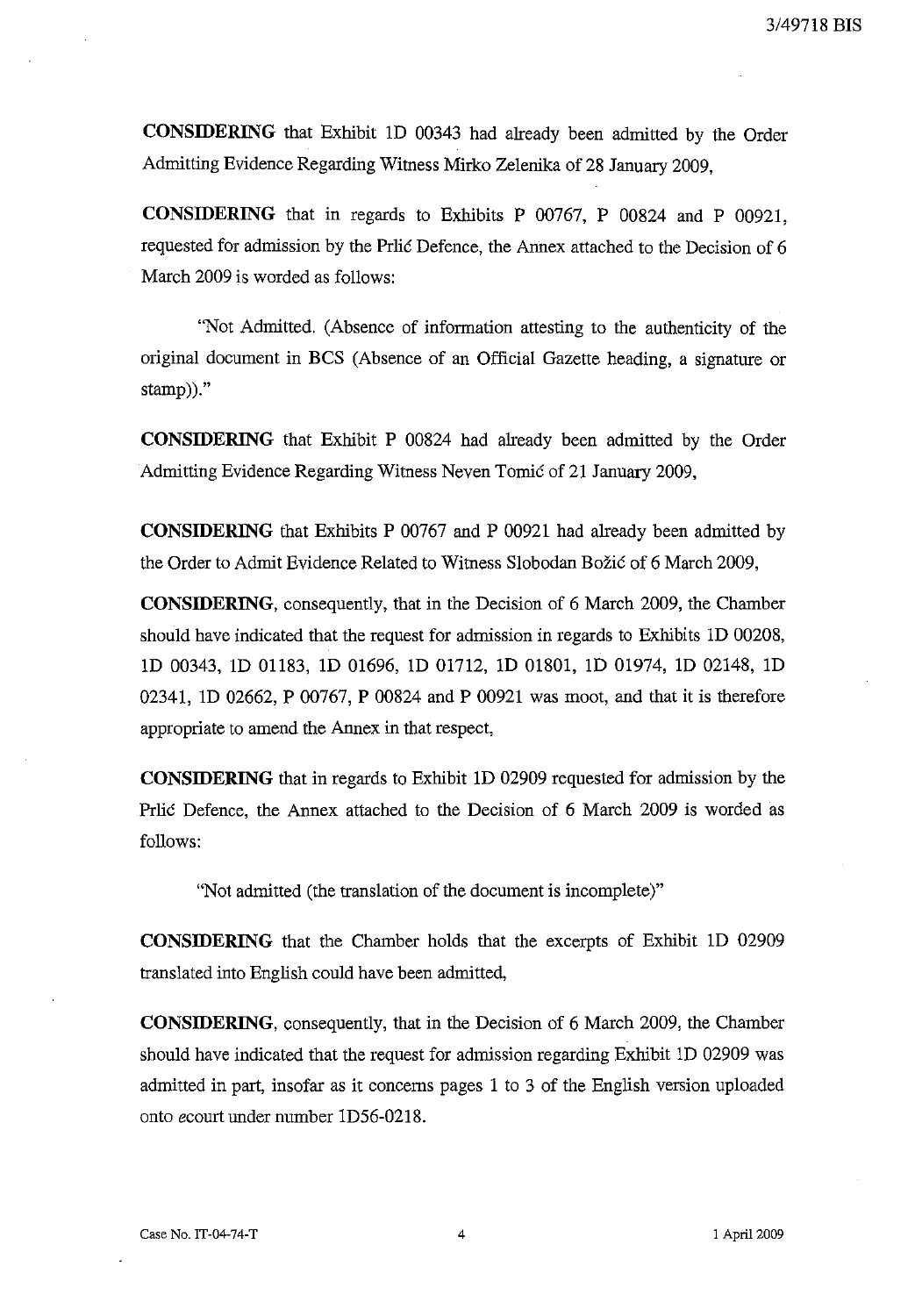**CONSIDERING** that Exhibit 1D 00343 had already been admitted by the Order Admitting Evidence Regarding Witness Mirko Zelenika of 28 January 2009,

**CONSIDERING** that in regards to Exhibits P 00767, P 00824 and P 00921, requested for admission by the Prlić Defence, the Annex attached to the Decision of 6 March 2009 is worded as follows:

> "Not Admitted. (Absence of information attesting to the authenticity of the original document in BCS (Absence of an Official Gazette heading, a signature or stamp))."

**CONSIDERING** that Exhibit P 00824 had already been admitted by the Order Admitting Evidence Regarding Witness Neven Tomić of 21 January 2009,

**CONSIDERING** that Exhibits P 00767 and P 00921 had already been admitted by the Order to Admit Evidence Related to Witness Slobodan Božić of 6 March 2009,

**CONSIDERING**, consequently, that in the Decision of 6 March 2009, the Chamber should have indicated that the request for admission in regards to Exhibits 1D 00208, 1D 00343, 1D 01183, 1D 01696, 1D 01712, 1D 01801, 1D 01974, 1D 02148, 1D 02341, 1D 02662, P 00767, P 00824 and P 00921 was moot, and that it is therefore appropriate to amend the Annex in that respect,

**CONSIDERING** that in regards to Exhibit 1D 02909 requested for admission by the Prlić Defence, the Annex attached to the Decision of 6 March 2009 is worded as follows:

> "Not admitted (the translation of the document is incomplete)"

**CONSIDERING** that the Chamber holds that the excerpts of Exhibit 1D 02909 translated into English could have been admitted,

**CONSIDERING**, consequently, that in the Decision of 6 March 2009, the Chamber should have indicated that the request for admission regarding Exhibit 1D 02909 was admitted in part, insofar as it concerns pages 1 to 3 of the English version uploaded onto ecourt under number 1D56-0218.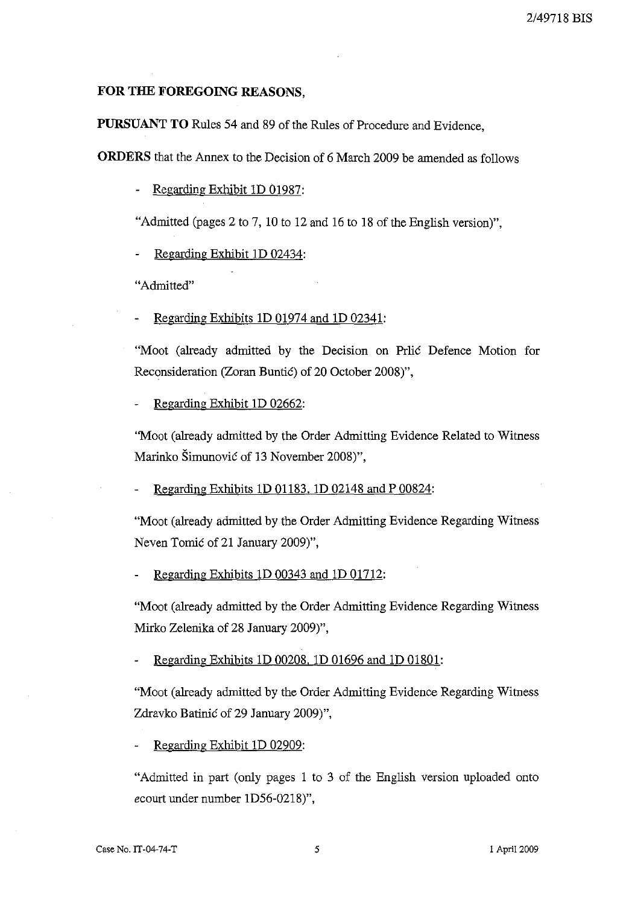**FOR THE FOREGOING REASONS,**

**PURSUANT TO** Rules 54 and 89 of the Rules of Procedure and Evidence,

**ORDERS** that the Annex to the Decision of 6 March 2009 be amended as follows

- Regarding Exhibit 1D 01987:

"Admitted (pages 2 to 7, 10 to 12 and 16 to 18 of the English version)",

- Regarding Exhibit 1D 02434:

"Admitted"

- Regarding Exhibits 1D 01974 and 1D 02341:

"Moot (already admitted by the Decision on Prlić Defence Motion for Reconsideration (Zoran Buntić) of 20 October 2008)",

- Regarding Exhibit 1D 02662:

"Moot (already admitted by the Order Admitting Evidence Related to Witness Marinko Šimunović of 13 November 2008)",

- Regarding Exhibits 1D 01183, 1D 02148 and P 00824:

"Moot (already admitted by the Order Admitting Evidence Regarding Witness Neven Tomić of 21 January 2009)",

- Regarding Exhibits 1D 00343 and 1D 01712:

"Moot (already admitted by the Order Admitting Evidence Regarding Witness Mirko Zelenika of 28 January 2009)",

- Regarding Exhibits 1D 00208, 1D 01696 and 1D 01801:

"Moot (already admitted by the Order Admitting Evidence Regarding Witness Zdravko Batinić of 29 January 2009)",

- Regarding Exhibit 1D 02909:

"Admitted in part (only pages 1 to 3 of the English version uploaded onto *e*court under number 1D56-0218)",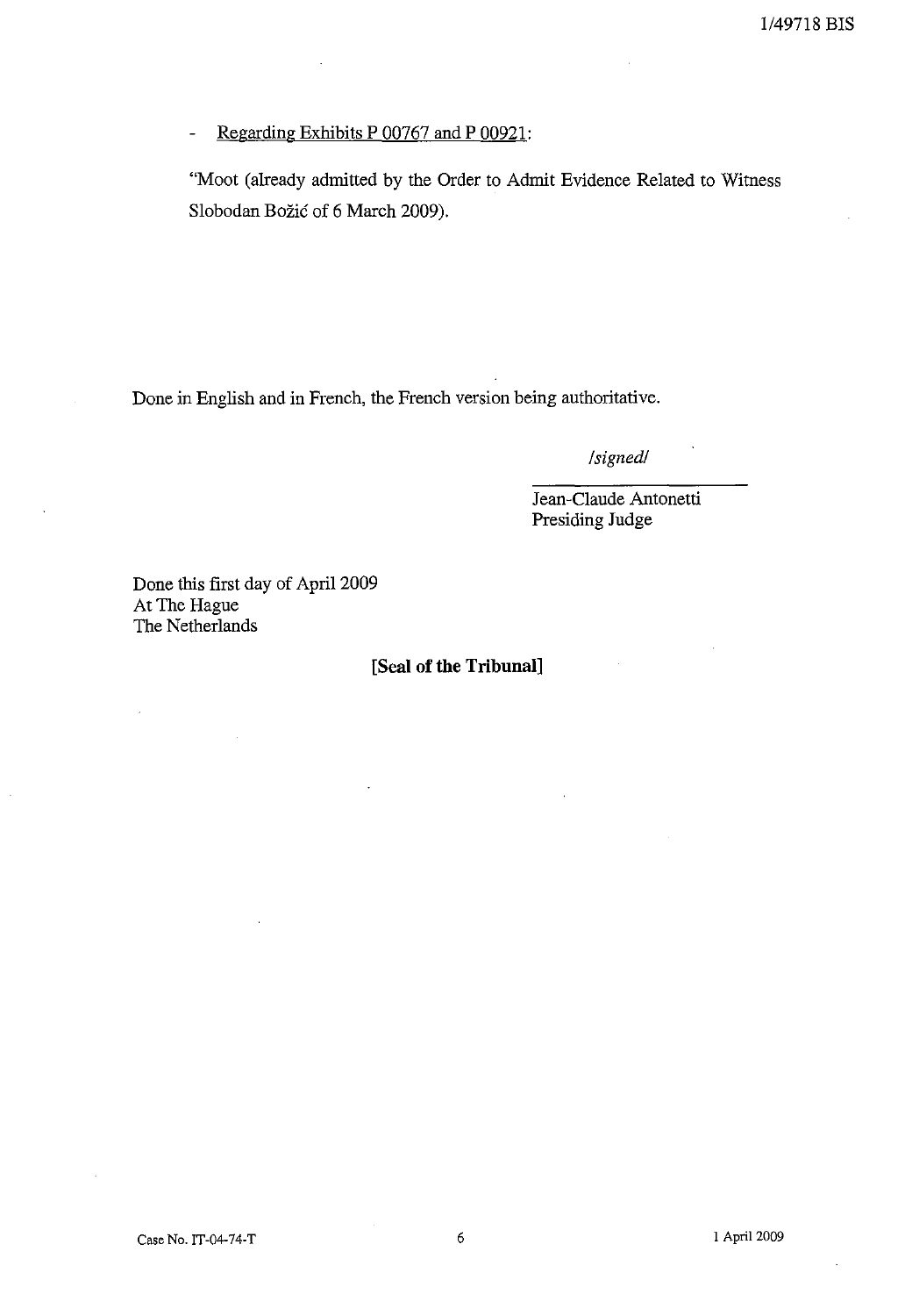- Regarding Exhibits P 00767 and P 00921:

"Moot (already admitted by the Order to Admit Evidence Related to Witness Slobodan Božić of 6 March 2009).

Done in English and in French, the French version being authoritative.

*/signed/*

Jean-Claude Antonetti
Presiding Judge

Done this first day of April 2009
At The Hague
The Netherlands

**[Seal of the Tribunal]**